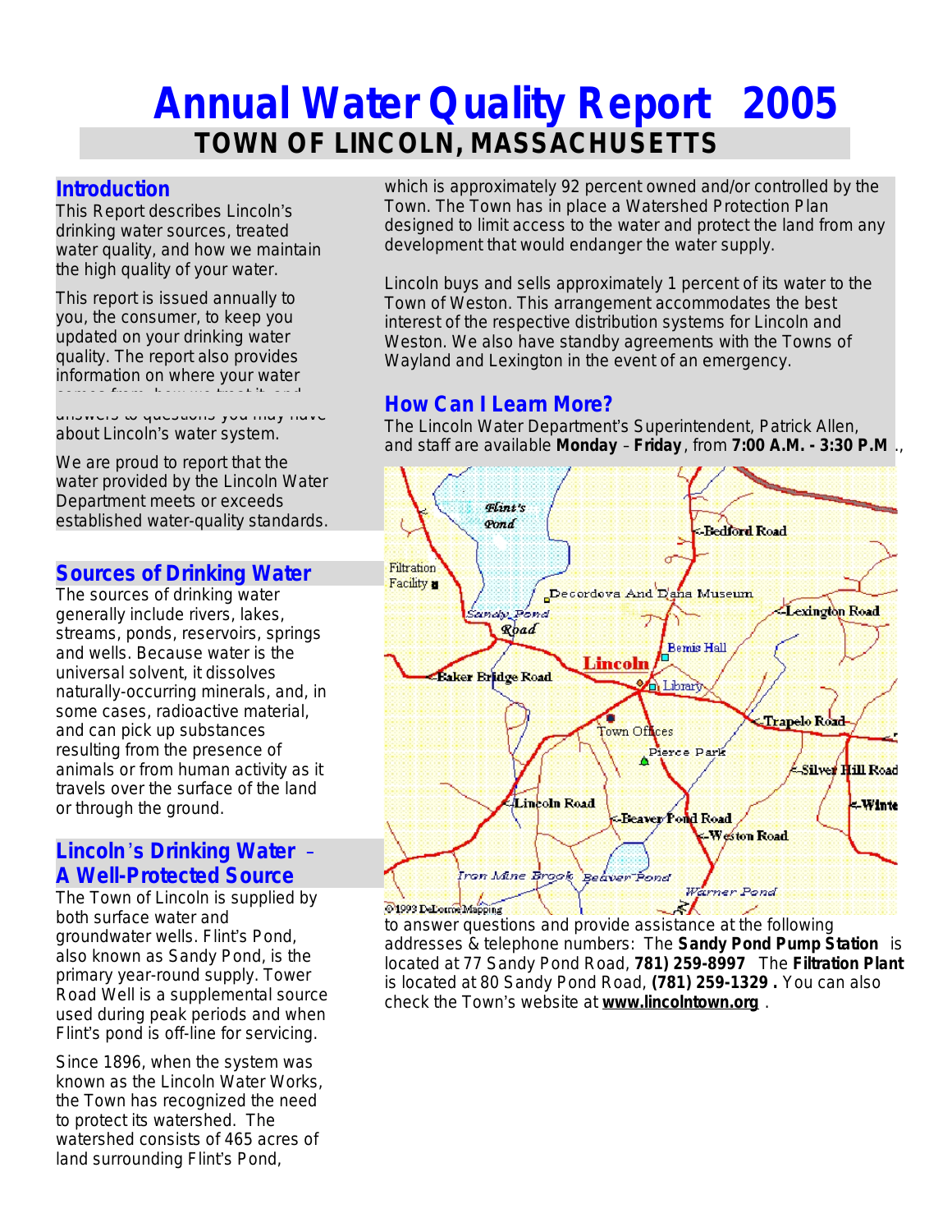# Annual Water Quality Report 2005

## TOWN OF LINCOLN, MASSACHUSETTS

## Introduction

This Report describes Lincoln's drinking water sources, treated water quality, and how we maintain the high quality of your water.

This report is issued annually to you, the consumer, to keep you updated on your drinking water quality. The report also provides information on where your water comes from, how we treat it, and answers to questions you may have about Lincoln's water system.

We are proud to report that the water provided by the Lincoln Water Department meets or exceeds established water-quality standards.

## Sources of Drinking Water

The sources of drinking water generally include rivers, lakes, streams, ponds, reservoirs, springs and wells. Because water is the universal solvent, it dissolves naturally-occurring minerals, and, in some cases, radioactive material, and can pick up substances resulting from the presence of animals or from human activity as it travels over the surface of the land or through the ground.

## Lincoln's Drinking Water – A Well-Protected Source

The Town of Lincoln is supplied by both surface water and groundwater wells. Flint's Pond, also known as Sandy Pond, is the primary year-round supply. Tower Road Well is a supplemental source used during peak periods and when Flint's pond is off-line for servicing.

Since 1896, when the system was known as the Lincoln Water Works, the Town has recognized the need to protect its watershed. The watershed consists of 465 acres of land surrounding Flint's Pond, which is approximately 92 percent owned and/or controlled by the Town. The Town has in place a Watershed Protection Plan designed to limit access to the water and protect the land from any development that would endanger the water supply.

Lincoln buys and sells approximately 1 percent of its water to the Town of Weston. This arrangement accommodates the best interest of the respective distribution systems for Lincoln and Weston. We also have standby agreements with the Towns of Wayland and Lexington in the event of an emergency.

## How Can I Learn More?

The Lincoln Water Department's Superintendent, Patrick Allen, and staff are available **Monday – Friday**, from **7:00 A.M. - 3:30 P.M**., to answer questions and provide assistance at the following addresses & telephone numbers: The **Sandy Pond Pump Station** is located at 77 Sandy Pond Road, **781) 259-8997** The **Filtration Plant** is located at 80 Sandy Pond Road, **(781) 259-1329 .** You can also check the Town's website at **www.lincolntown.org** .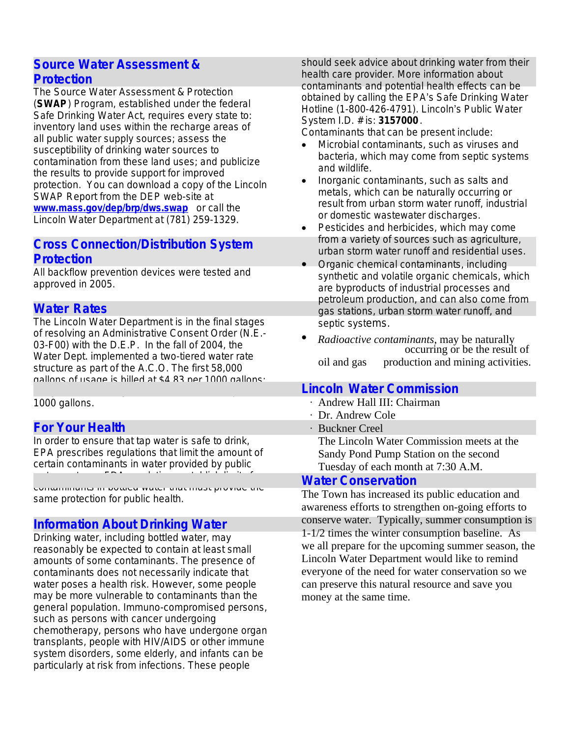## Source Water Assessment & Protection

The Source Water Assessment & Protection (**SWAP**) Program, established under the federal Safe Drinking Water Act, requires every state to: inventory land uses within the recharge areas of all public water supply sources; assess the susceptibility of drinking water sources to contamination from these land uses; and publicize the results to provide support for improved protection. You can download a copy of the Lincoln SWAP Report from the DEP web-site at **www.mass.gov/dep/brp/dws.swap** or call the Lincoln Water Department at (781) 259-1329.

## Cross Connection/Distribution System Protection

All backflow prevention devices were tested and approved in 2005.

## Water Rates

The Lincoln Water Department is in the final stages of resolving an Administrative Consent Order (N.E.-03-F00) with the D.E.P. In the fall of 2004, the Water Dept. implemented a two-tiered water rate structure as part of the A.C.O. The first 58,000 gallons of usage is billed at $4.83 per 1000 gallons;

1000 gallons.

## For Your Health

In order to ensure that tap water is safe to drink, EPA prescribes regulations that limit the amount of certain contaminants in water provided by public

contaminants in bottled water that must provide the same protection for public health.

## Information About Drinking Water

Drinking water, including bottled water, may reasonably be expected to contain at least small amounts of some contaminants. The presence of contaminants does not necessarily indicate that water poses a health risk. However, some people may be more vulnerable to contaminants than the general population. Immuno-compromised persons, such as persons with cancer undergoing chemotherapy, persons who have undergone organ transplants, people with HIV/AIDS or other immune system disorders, some elderly, and infants can be particularly at risk from infections. These people should seek advice about drinking water from their health care provider. More information about contaminants and potential health effects can be obtained by calling the EPA's Safe Drinking Water Hotline (1-800-426-4791). Lincoln's Public Water System I.D. # is: **3157000**.

Contaminants that can be present include:

- Microbial contaminants, such as viruses and bacteria, which may come from septic systems and wildlife.
- Inorganic contaminants, such as salts and metals, which can be naturally occurring or result from urban storm water runoff, industrial or domestic wastewater discharges.
- Pesticides and herbicides, which may come from a variety of sources such as agriculture, urban storm water runoff and residential uses.
- Organic chemical contaminants, including synthetic and volatile organic chemicals, which are byproducts of industrial processes and petroleum production, and can also come from gas stations, urban storm water runoff, and septic systems.
- *Radioactive contaminants*, may be naturally occurring or be the result of oil and gas production and mining activities.

## Lincoln Water Commission

- Andrew Hall III: Chairman
- Dr. Andrew Cole
- Buckner Creel

The Lincoln Water Commission meets at the Sandy Pond Pump Station on the second Tuesday of each month at 7:30 A.M.

## Water Conservation

The Town has increased its public education and awareness efforts to strengthen on-going efforts to conserve water. Typically, summer consumption is 1-1/2 times the winter consumption baseline. As we all prepare for the upcoming summer season, the Lincoln Water Department would like to remind everyone of the need for water conservation so we can preserve this natural resource and save you money at the same time.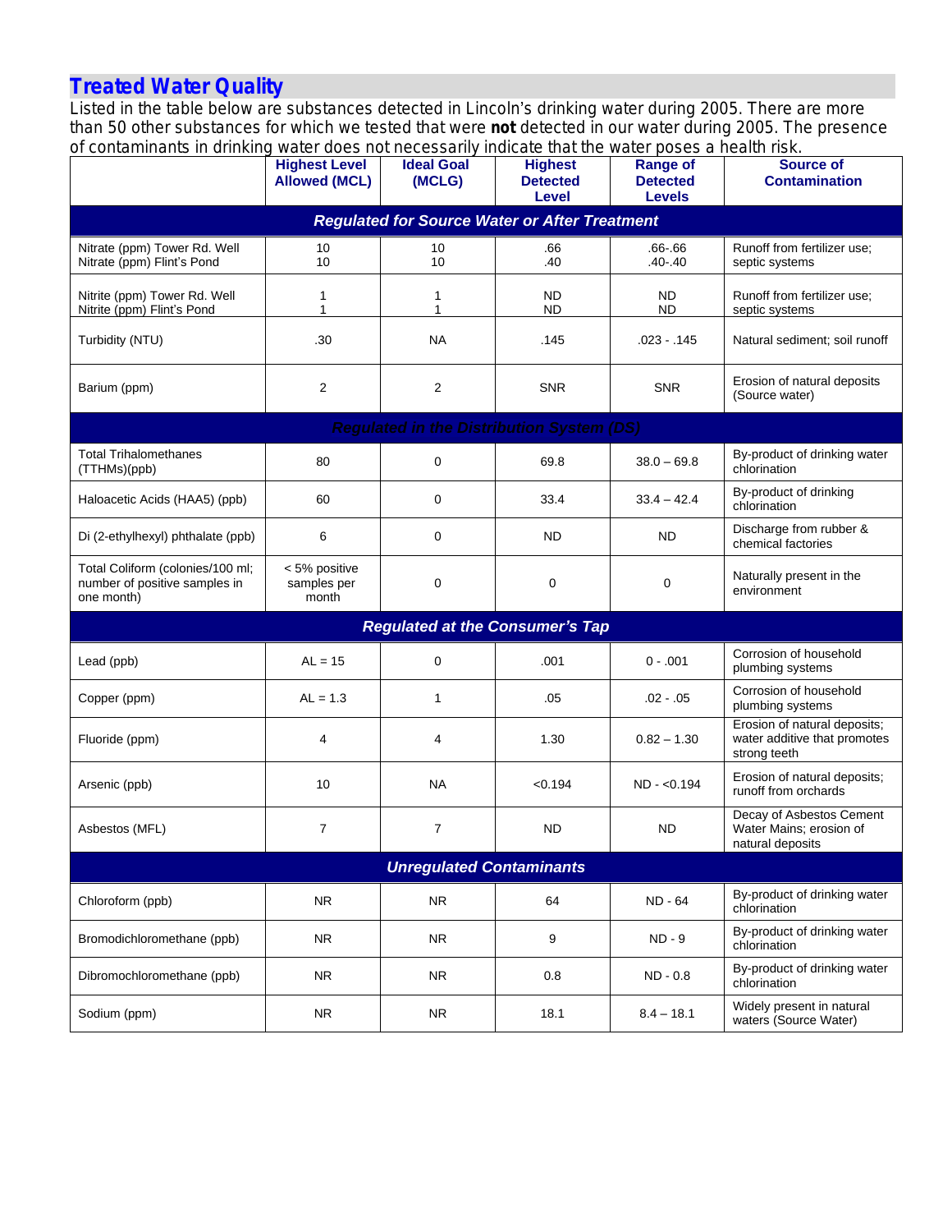## Treated Water Quality

Listed in the table below are substances detected in Lincoln's drinking water during 2005. There are more than 50 other substances for which we tested that were **not** detected in our water during 2005. The presence of contaminants in drinking water does not necessarily indicate that the water poses a health risk.

| | Highest Level Allowed (MCL) | Ideal Goal (MCLG) | Highest Detected Level | Range of Detected Levels | Source of Contamination |
|---|---|---|---|---|---|
| ***Regulated for Source Water or After Treatment*** | | | | | |
| Nitrate (ppm) Tower Rd. Well<br>Nitrate (ppm) Flint's Pond | 10<br>10 | 10<br>10 | .66<br>.40 | .66-.66<br>.40-.40 | Runoff from fertilizer use; septic systems |
| Nitrite (ppm) Tower Rd. Well<br>Nitrite (ppm) Flint's Pond | 1<br>1 | 1<br>1 | ND<br>ND | ND<br>ND | Runoff from fertilizer use; septic systems |
| Turbidity (NTU) | .30 | NA | .145 | .023 - .145 | Natural sediment; soil runoff |
| Barium (ppm) | 2 | 2 | SNR | SNR | Erosion of natural deposits (Source water) |
| ***Regulated in the Distribution System (DS)*** | | | | | |
| Total Trihalomethanes (TTHMs)(ppb) | 80 | 0 | 69.8 | 38.0 – 69.8 | By-product of drinking water chlorination |
| Haloacetic Acids (HAA5) (ppb) | 60 | 0 | 33.4 | 33.4 – 42.4 | By-product of drinking chlorination |
| Di (2-ethylhexyl) phthalate (ppb) | 6 | 0 | ND | ND | Discharge from rubber & chemical factories |
| Total Coliform (colonies/100 ml; number of positive samples in one month) | < 5% positive samples per month | 0 | 0 | 0 | Naturally present in the environment |
| ***Regulated at the Consumer's Tap*** | | | | | |
| Lead (ppb) | AL = 15 | 0 | .001 | 0 - .001 | Corrosion of household plumbing systems |
| Copper (ppm) | AL = 1.3 | 1 | .05 | .02 - .05 | Corrosion of household plumbing systems |
| Fluoride (ppm) | 4 | 4 | 1.30 | 0.82 – 1.30 | Erosion of natural deposits; water additive that promotes strong teeth |
| Arsenic (ppb) | 10 | NA | <0.194 | ND - <0.194 | Erosion of natural deposits; runoff from orchards |
| Asbestos (MFL) | 7 | 7 | ND | ND | Decay of Asbestos Cement Water Mains; erosion of natural deposits |
| ***Unregulated Contaminants*** | | | | | |
| Chloroform (ppb) | NR | NR | 64 | ND - 64 | By-product of drinking water chlorination |
| Bromodichloromethane (ppb) | NR | NR | 9 | ND - 9 | By-product of drinking water chlorination |
| Dibromochloromethane (ppb) | NR | NR | 0.8 | ND - 0.8 | By-product of drinking water chlorination |
| Sodium (ppm) | NR | NR | 18.1 | 8.4 – 18.1 | Widely present in natural waters (Source Water) |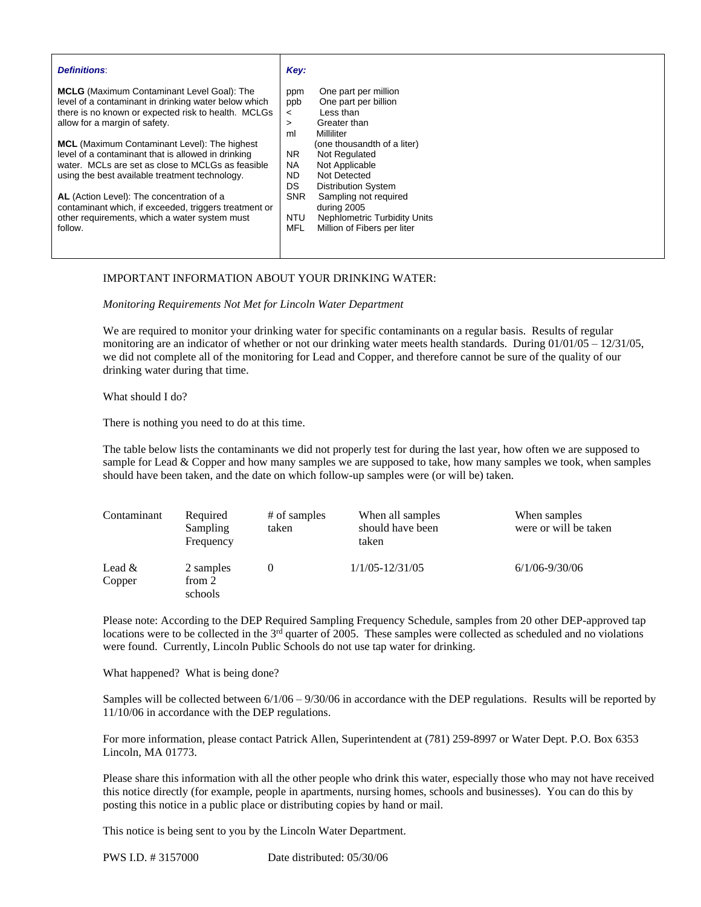| ***Definitions***: | ***Key:*** |
|---|---|
| **MCLG** (Maximum Contaminant Level Goal): The level of a contaminant in drinking water below which there is no known or expected risk to health. MCLGs allow for a margin of safety. <br><br> **MCL** (Maximum Contaminant Level): The highest level of a contaminant that is allowed in drinking water. MCLs are set as close to MCLGs as feasible using the best available treatment technology. <br><br> **AL** (Action Level): The concentration of a contaminant which, if exceeded, triggers treatment or other requirements, which a water system must follow. | ppm One part per million <br> ppb One part per billion <br> < Less than <br> > Greater than <br> ml Milliliter (one thousandth of a liter) <br> NR Not Regulated <br> NA Not Applicable <br> ND Not Detected <br> DS Distribution System <br> SNR Sampling not required during 2005 <br> NTU Nephlometric Turbidity Units <br> MFL Million of Fibers per liter |

IMPORTANT INFORMATION ABOUT YOUR DRINKING WATER:

*Monitoring Requirements Not Met for Lincoln Water Department*

We are required to monitor your drinking water for specific contaminants on a regular basis. Results of regular monitoring are an indicator of whether or not our drinking water meets health standards. During 01/01/05 – 12/31/05, we did not complete all of the monitoring for Lead and Copper, and therefore cannot be sure of the quality of our drinking water during that time.

What should I do?

There is nothing you need to do at this time.

The table below lists the contaminants we did not properly test for during the last year, how often we are supposed to sample for Lead & Copper and how many samples we are supposed to take, how many samples we took, when samples should have been taken, and the date on which follow-up samples were (or will be) taken.

| Contaminant | Required Sampling Frequency | # of samples taken | When all samples should have been taken | When samples were or will be taken |
|---|---|---|---|---|
| Lead & Copper | 2 samples from 2 schools | 0 | 1/1/05-12/31/05 | 6/1/06-9/30/06 |

Please note: According to the DEP Required Sampling Frequency Schedule, samples from 20 other DEP-approved tap locations were to be collected in the 3rd quarter of 2005. These samples were collected as scheduled and no violations were found. Currently, Lincoln Public Schools do not use tap water for drinking.

What happened? What is being done?

Samples will be collected between 6/1/06 – 9/30/06 in accordance with the DEP regulations. Results will be reported by 11/10/06 in accordance with the DEP regulations.

For more information, please contact Patrick Allen, Superintendent at (781) 259-8997 or Water Dept. P.O. Box 6353 Lincoln, MA 01773.

Please share this information with all the other people who drink this water, especially those who may not have received this notice directly (for example, people in apartments, nursing homes, schools and businesses). You can do this by posting this notice in a public place or distributing copies by hand or mail.

This notice is being sent to you by the Lincoln Water Department.

PWS I.D. # 3157000 Date distributed: 05/30/06